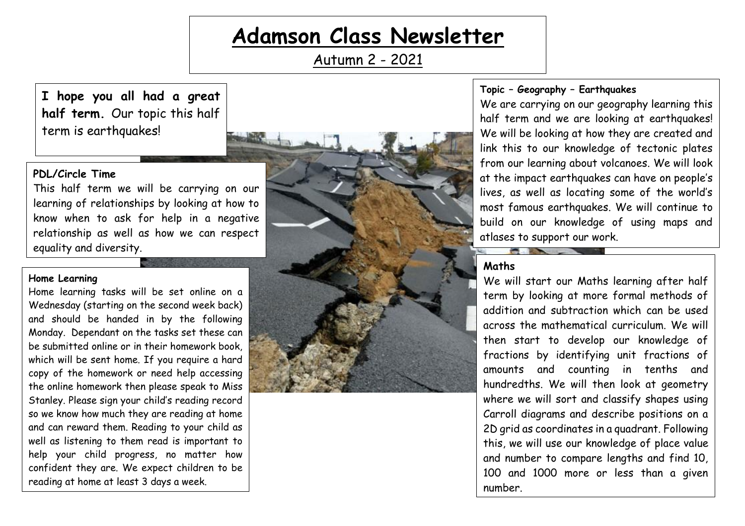# Adamson Class Newsletter

Autumn 2 - 2021

**I hope you all had a great half term.** Our topic this half term is earthquakes!

### PDL/Circle Time

This half term we will be carrying on our learning of relationships by looking at how to know when to ask for help in a negative relationship as well as how we can respect equality and diversity.

### Home Learning

Home learning tasks will be set online on a Wednesday (starting on the second week back) and should be handed in by the following Monday. Dependant on the tasks set these can be submitted online or in their homework book, which will be sent home. If you require a hard copy of the homework or need help accessing the online homework then please speak to Miss Stanley. Please sign your child's reading record so we know how much they are reading at home and can reward them. Reading to your child as well as listening to them read is important to help your child progress, no matter how confident they are. We expect children to be reading at home at least 3 days a week.

### Topic – Geography – Earthquakes

We are carrying on our geography learning this half term and we are looking at earthquakes! We will be looking at how they are created and link this to our knowledge of tectonic plates from our learning about volcanoes. We will look at the impact earthquakes can have on people's lives, as well as locating some of the world's most famous earthquakes. We will continue to build on our knowledge of using maps and atlases to support our work.

### Maths

We will start our Maths learning after half term by looking at more formal methods of addition and subtraction which can be used across the mathematical curriculum. We will then start to develop our knowledge of fractions by identifying unit fractions of amounts and counting in tenths and hundredths. We will then look at geometry where we will sort and classify shapes using Carroll diagrams and describe positions on a 2D grid as coordinates in a quadrant. Following this, we will use our knowledge of place value and number to compare lengths and find 10, 100 and 1000 more or less than a given number.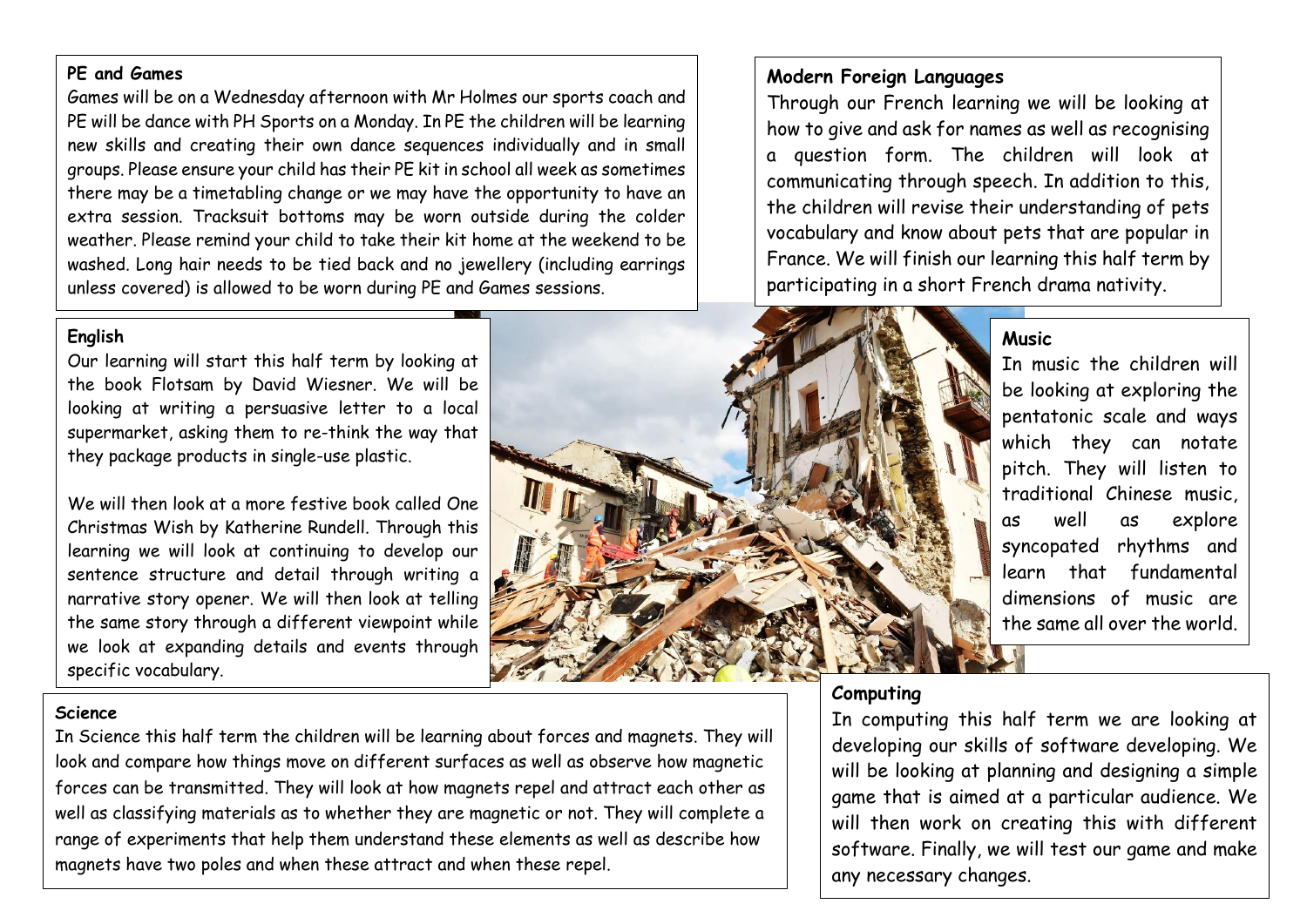## PE and Games

Games will be on a Wednesday afternoon with Mr Holmes our sports coach and PE will be dance with PH Sports on a Monday. In PE the children will be learning new skills and creating their own dance sequences individually and in small groups. Please ensure your child has their PE kit in school all week as sometimes there may be a timetabling change or we may have the opportunity to have an extra session. Tracksuit bottoms may be worn outside during the colder weather. Please remind your child to take their kit home at the weekend to be washed. Long hair needs to be tied back and no jewellery (including earrings unless covered) is allowed to be worn during PE and Games sessions.

## Modern Foreign Languages

Through our French learning we will be looking at how to give and ask for names as well as recognising a question form. The children will look at communicating through speech. In addition to this, the children will revise their understanding of pets vocabulary and know about pets that are popular in France. We will finish our learning this half term by participating in a short French drama nativity.

## English

Our learning will start this half term by looking at the book Flotsam by David Wiesner. We will be looking at writing a persuasive letter to a local supermarket, asking them to re-think the way that they package products in single-use plastic.

We will then look at a more festive book called One Christmas Wish by Katherine Rundell. Through this learning we will look at continuing to develop our sentence structure and detail through writing a narrative story opener. We will then look at telling the same story through a different viewpoint while we look at expanding details and events through specific vocabulary.

## Music

In music the children will be looking at exploring the pentatonic scale and ways which they can notate pitch. They will listen to traditional Chinese music, as well as explore syncopated rhythms and learn that fundamental dimensions of music are the same all over the world.

## Science

In Science this half term the children will be learning about forces and magnets. They will look and compare how things move on different surfaces as well as observe how magnetic forces can be transmitted. They will look at how magnets repel and attract each other as well as classifying materials as to whether they are magnetic or not. They will complete a range of experiments that help them understand these elements as well as describe how magnets have two poles and when these attract and when these repel.

## Computing

In computing this half term we are looking at developing our skills of software developing. We will be looking at planning and designing a simple game that is aimed at a particular audience. We will then work on creating this with different software. Finally, we will test our game and make any necessary changes.